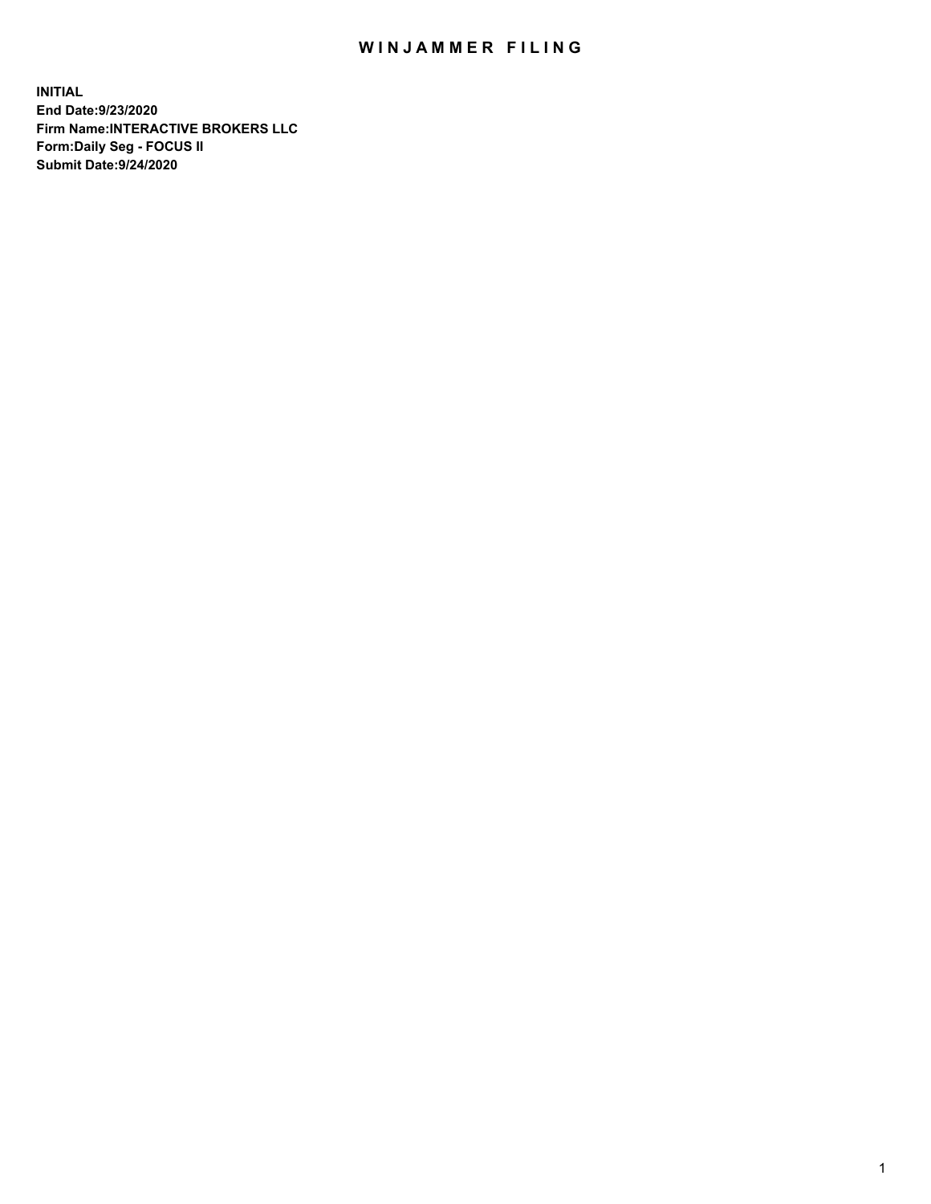# WINJAMMER FILING

**INITIAL**
**End Date:9/23/2020**
**Firm Name:INTERACTIVE BROKERS LLC**
**Form:Daily Seg - FOCUS II**
**Submit Date:9/24/2020**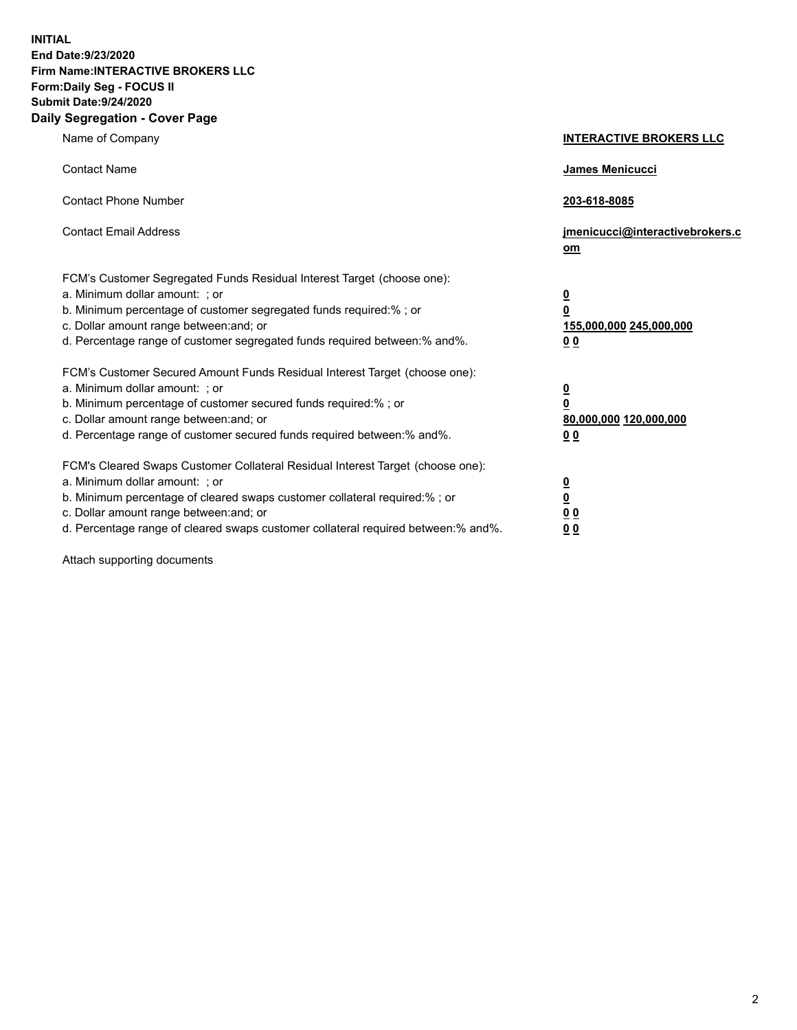**INITIAL**
**End Date:9/23/2020**
**Firm Name:INTERACTIVE BROKERS LLC**
**Form:Daily Seg - FOCUS II**
**Submit Date:9/24/2020**

## Daily Segregation - Cover Page

| | |
|---|---|
| Name of Company | **INTERACTIVE BROKERS LLC** |
| Contact Name | **James Menicucci** |
| Contact Phone Number | **203-618-8085** |
| Contact Email Address | **jmenicucci@interactivebrokers.com** |

FCM's Customer Segregated Funds Residual Interest Target (choose one):

| | |
|---|---|
| a. Minimum dollar amount: ; or | **0** |
| b. Minimum percentage of customer segregated funds required:% ; or | **0** |
| c. Dollar amount range between:and; or | **155,000,000** **245,000,000** |
| d. Percentage range of customer segregated funds required between:% and%. | **0** **0** |

FCM's Customer Secured Amount Funds Residual Interest Target (choose one):

| | |
|---|---|
| a. Minimum dollar amount: ; or | **0** |
| b. Minimum percentage of customer secured funds required:% ; or | **0** |
| c. Dollar amount range between:and; or | **80,000,000** **120,000,000** |
| d. Percentage range of customer secured funds required between:% and%. | **0** **0** |

FCM's Cleared Swaps Customer Collateral Residual Interest Target (choose one):

| | |
|---|---|
| a. Minimum dollar amount: ; or | **0** |
| b. Minimum percentage of cleared swaps customer collateral required:% ; or | **0** |
| c. Dollar amount range between:and; or | **0** **0** |
| d. Percentage range of cleared swaps customer collateral required between:% and%. | **0** **0** |

Attach supporting documents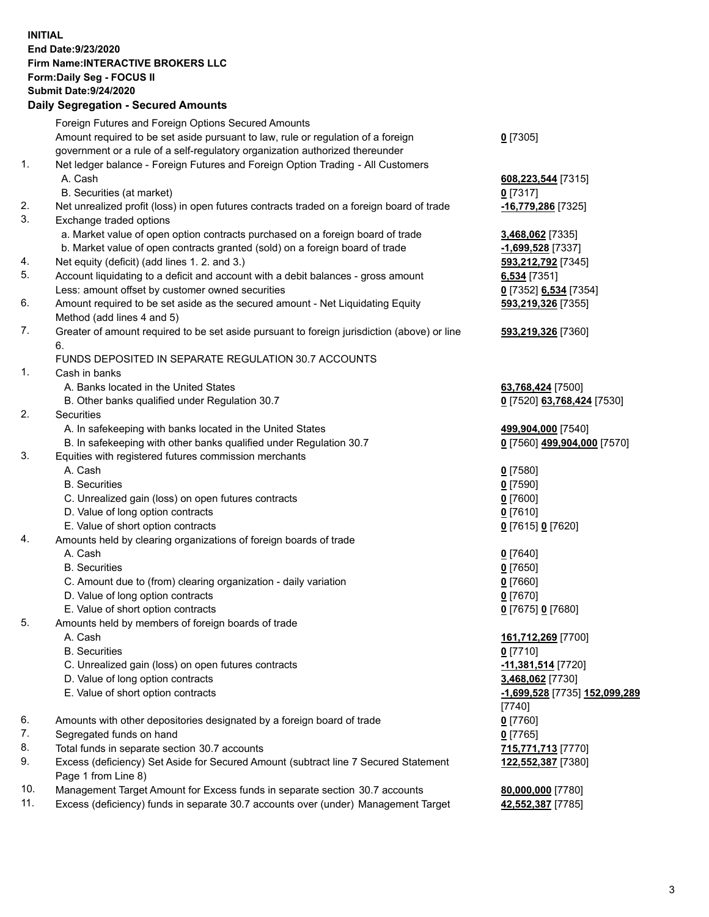**INITIAL**
**End Date:9/23/2020**
**Firm Name:INTERACTIVE BROKERS LLC**
**Form:Daily Seg - FOCUS II**
**Submit Date:9/24/2020**

## Daily Segregation - Secured Amounts

| | | |
|---|---|---|
| | Foreign Futures and Foreign Options Secured Amounts | |
| | Amount required to be set aside pursuant to law, rule or regulation of a foreign government or a rule of a self-regulatory organization authorized thereunder | **0** [7305] |
| 1. | Net ledger balance - Foreign Futures and Foreign Option Trading - All Customers | |
| | A. Cash | **608,223,544** [7315] |
| | B. Securities (at market) | **0** [7317] |
| 2. | Net unrealized profit (loss) in open futures contracts traded on a foreign board of trade | **-16,779,286** [7325] |
| 3. | Exchange traded options | |
| | a. Market value of open option contracts purchased on a foreign board of trade | **3,468,062** [7335] |
| | b. Market value of open contracts granted (sold) on a foreign board of trade | **-1,699,528** [7337] |
| 4. | Net equity (deficit) (add lines 1. 2. and 3.) | **593,212,792** [7345] |
| 5. | Account liquidating to a deficit and account with a debit balances - gross amount | **6,534** [7351] |
| | Less: amount offset by customer owned securities | **0** [7352] **6,534** [7354] |
| 6. | Amount required to be set aside as the secured amount - Net Liquidating Equity Method (add lines 4 and 5) | **593,219,326** [7355] |
| 7. | Greater of amount required to be set aside pursuant to foreign jurisdiction (above) or line 6. | **593,219,326** [7360] |
| | FUNDS DEPOSITED IN SEPARATE REGULATION 30.7 ACCOUNTS | |
| 1. | Cash in banks | |
| | A. Banks located in the United States | **63,768,424** [7500] |
| | B. Other banks qualified under Regulation 30.7 | **0** [7520] **63,768,424** [7530] |
| 2. | Securities | |
| | A. In safekeeping with banks located in the United States | **499,904,000** [7540] |
| | B. In safekeeping with other banks qualified under Regulation 30.7 | **0** [7560] **499,904,000** [7570] |
| 3. | Equities with registered futures commission merchants | |
| | A. Cash | **0** [7580] |
| | B. Securities | **0** [7590] |
| | C. Unrealized gain (loss) on open futures contracts | **0** [7600] |
| | D. Value of long option contracts | **0** [7610] |
| | E. Value of short option contracts | **0** [7615] **0** [7620] |
| 4. | Amounts held by clearing organizations of foreign boards of trade | |
| | A. Cash | **0** [7640] |
| | B. Securities | **0** [7650] |
| | C. Amount due to (from) clearing organization - daily variation | **0** [7660] |
| | D. Value of long option contracts | **0** [7670] |
| | E. Value of short option contracts | **0** [7675] **0** [7680] |
| 5. | Amounts held by members of foreign boards of trade | |
| | A. Cash | **161,712,269** [7700] |
| | B. Securities | **0** [7710] |
| | C. Unrealized gain (loss) on open futures contracts | **-11,381,514** [7720] |
| | D. Value of long option contracts | **3,468,062** [7730] |
| | E. Value of short option contracts | **-1,699,528** [7735] **152,099,289** [7740] |
| 6. | Amounts with other depositories designated by a foreign board of trade | **0** [7760] |
| 7. | Segregated funds on hand | **0** [7765] |
| 8. | Total funds in separate section 30.7 accounts | **715,771,713** [7770] |
| 9. | Excess (deficiency) Set Aside for Secured Amount (subtract line 7 Secured Statement Page 1 from Line 8) | **122,552,387** [7380] |
| 10. | Management Target Amount for Excess funds in separate section 30.7 accounts | **80,000,000** [7780] |
| 11. | Excess (deficiency) funds in separate 30.7 accounts over (under) Management Target | **42,552,387** [7785] |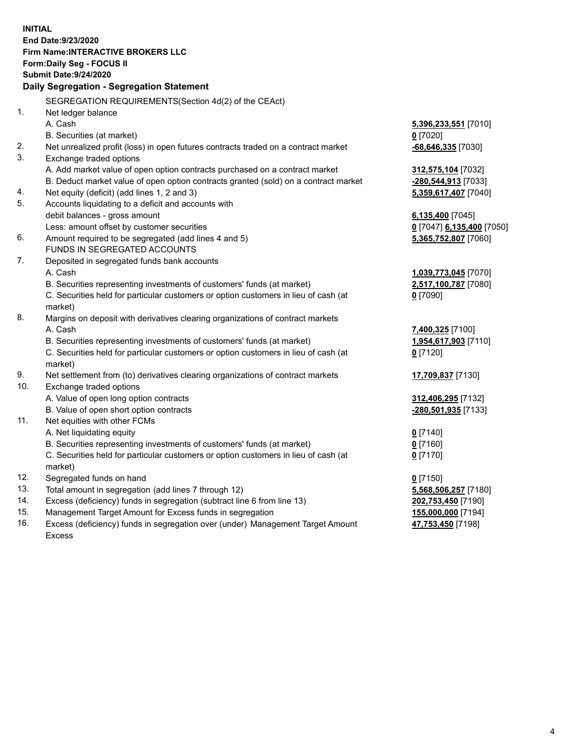**INITIAL**
**End Date:9/23/2020**
**Firm Name:INTERACTIVE BROKERS LLC**
**Form:Daily Seg - FOCUS II**
**Submit Date:9/24/2020**

## Daily Segregation - Segregation Statement

SEGREGATION REQUIREMENTS(Section 4d(2) of the CEAct)

| | | |
|---|---|---|
| 1. | Net ledger balance | |
| | A. Cash | **5,396,233,551** [7010] |
| | B. Securities (at market) | **0** [7020] |
| 2. | Net unrealized profit (loss) in open futures contracts traded on a contract market | **-68,646,335** [7030] |
| 3. | Exchange traded options | |
| | A. Add market value of open option contracts purchased on a contract market | **312,575,104** [7032] |
| | B. Deduct market value of open option contracts granted (sold) on a contract market | **-280,544,913** [7033] |
| 4. | Net equity (deficit) (add lines 1, 2 and 3) | **5,359,617,407** [7040] |
| 5. | Accounts liquidating to a deficit and accounts with debit balances - gross amount | **6,135,400** [7045] |
| | Less: amount offset by customer securities | **0** [7047] **6,135,400** [7050] |
| 6. | Amount required to be segregated (add lines 4 and 5) | **5,365,752,807** [7060] |
| | FUNDS IN SEGREGATED ACCOUNTS | |
| 7. | Deposited in segregated funds bank accounts | |
| | A. Cash | **1,039,773,045** [7070] |
| | B. Securities representing investments of customers' funds (at market) | **2,517,100,787** [7080] |
| | C. Securities held for particular customers or option customers in lieu of cash (at market) | **0** [7090] |
| 8. | Margins on deposit with derivatives clearing organizations of contract markets | |
| | A. Cash | **7,400,325** [7100] |
| | B. Securities representing investments of customers' funds (at market) | **1,954,617,903** [7110] |
| | C. Securities held for particular customers or option customers in lieu of cash (at market) | **0** [7120] |
| 9. | Net settlement from (to) derivatives clearing organizations of contract markets | **17,709,837** [7130] |
| 10. | Exchange traded options | |
| | A. Value of open long option contracts | **312,406,295** [7132] |
| | B. Value of open short option contracts | **-280,501,935** [7133] |
| 11. | Net equities with other FCMs | |
| | A. Net liquidating equity | **0** [7140] |
| | B. Securities representing investments of customers' funds (at market) | **0** [7160] |
| | C. Securities held for particular customers or option customers in lieu of cash (at market) | **0** [7170] |
| 12. | Segregated funds on hand | **0** [7150] |
| 13. | Total amount in segregation (add lines 7 through 12) | **5,568,506,257** [7180] |
| 14. | Excess (deficiency) funds in segregation (subtract line 6 from line 13) | **202,753,450** [7190] |
| 15. | Management Target Amount for Excess funds in segregation | **155,000,000** [7194] |
| 16. | Excess (deficiency) funds in segregation over (under) Management Target Amount Excess | **47,753,450** [7198] |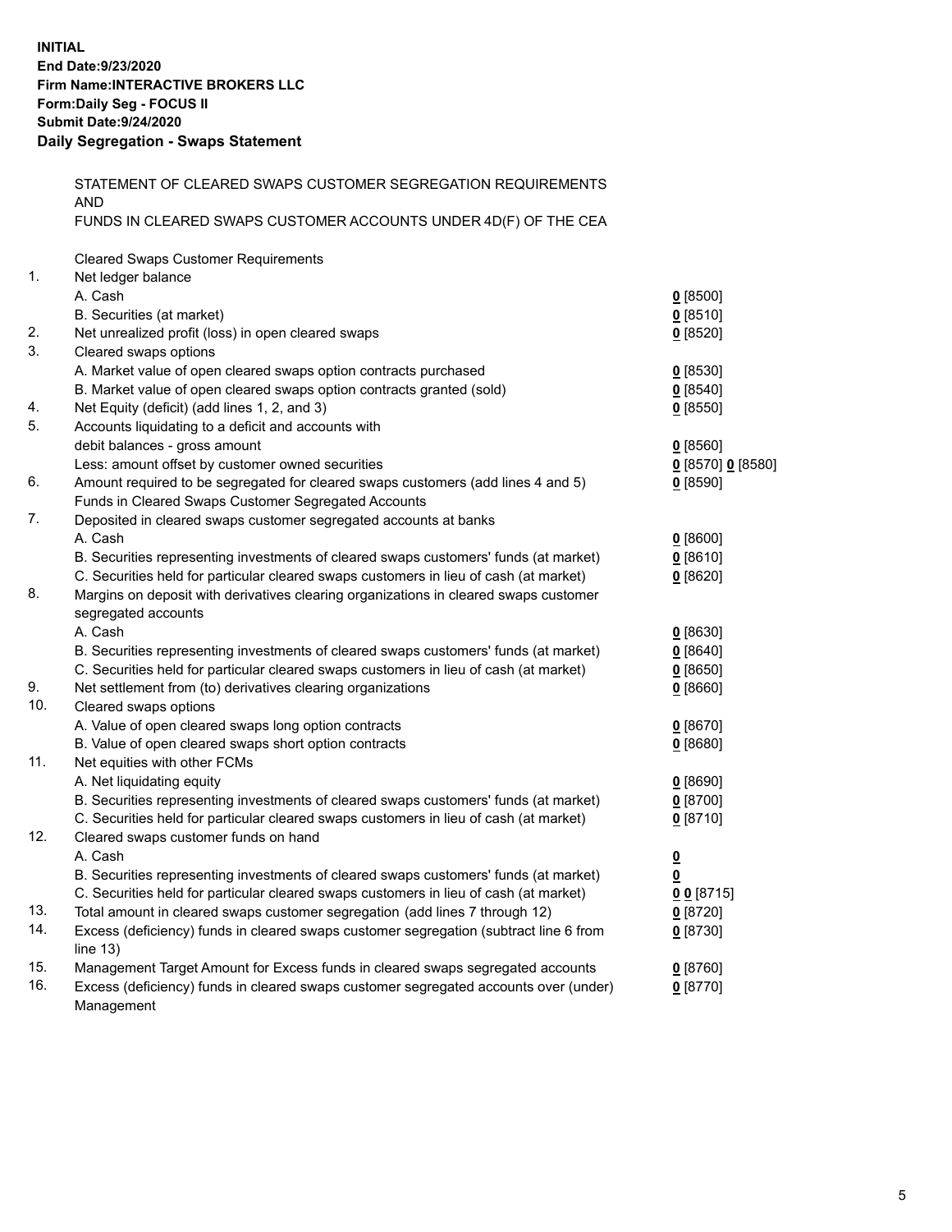**INITIAL**
**End Date:9/23/2020**
**Firm Name:INTERACTIVE BROKERS LLC**
**Form:Daily Seg - FOCUS II**
**Submit Date:9/24/2020**
**Daily Segregation - Swaps Statement**

STATEMENT OF CLEARED SWAPS CUSTOMER SEGREGATION REQUIREMENTS AND FUNDS IN CLEARED SWAPS CUSTOMER ACCOUNTS UNDER 4D(F) OF THE CEA

| | | |
|---|---|---|
| | Cleared Swaps Customer Requirements | |
| 1. | Net ledger balance | |
| | A. Cash | 0 [8500] |
| | B. Securities (at market) | 0 [8510] |
| 2. | Net unrealized profit (loss) in open cleared swaps | 0 [8520] |
| 3. | Cleared swaps options | |
| | A. Market value of open cleared swaps option contracts purchased | 0 [8530] |
| | B. Market value of open cleared swaps option contracts granted (sold) | 0 [8540] |
| 4. | Net Equity (deficit) (add lines 1, 2, and 3) | 0 [8550] |
| 5. | Accounts liquidating to a deficit and accounts with debit balances - gross amount | 0 [8560] |
| | Less: amount offset by customer owned securities | 0 [8570] 0 [8580] |
| 6. | Amount required to be segregated for cleared swaps customers (add lines 4 and 5) | 0 [8590] |
| | Funds in Cleared Swaps Customer Segregated Accounts | |
| 7. | Deposited in cleared swaps customer segregated accounts at banks | |
| | A. Cash | 0 [8600] |
| | B. Securities representing investments of cleared swaps customers' funds (at market) | 0 [8610] |
| | C. Securities held for particular cleared swaps customers in lieu of cash (at market) | 0 [8620] |
| 8. | Margins on deposit with derivatives clearing organizations in cleared swaps customer segregated accounts | |
| | A. Cash | 0 [8630] |
| | B. Securities representing investments of cleared swaps customers' funds (at market) | 0 [8640] |
| | C. Securities held for particular cleared swaps customers in lieu of cash (at market) | 0 [8650] |
| 9. | Net settlement from (to) derivatives clearing organizations | 0 [8660] |
| 10. | Cleared swaps options | |
| | A. Value of open cleared swaps long option contracts | 0 [8670] |
| | B. Value of open cleared swaps short option contracts | 0 [8680] |
| 11. | Net equities with other FCMs | |
| | A. Net liquidating equity | 0 [8690] |
| | B. Securities representing investments of cleared swaps customers' funds (at market) | 0 [8700] |
| | C. Securities held for particular cleared swaps customers in lieu of cash (at market) | 0 [8710] |
| 12. | Cleared swaps customer funds on hand | |
| | A. Cash | 0 |
| | B. Securities representing investments of cleared swaps customers' funds (at market) | 0 |
| | C. Securities held for particular cleared swaps customers in lieu of cash (at market) | 0 0 [8715] |
| 13. | Total amount in cleared swaps customer segregation (add lines 7 through 12) | 0 [8720] |
| 14. | Excess (deficiency) funds in cleared swaps customer segregation (subtract line 6 from line 13) | 0 [8730] |
| 15. | Management Target Amount for Excess funds in cleared swaps segregated accounts | 0 [8760] |
| 16. | Excess (deficiency) funds in cleared swaps customer segregated accounts over (under) Management | 0 [8770] |